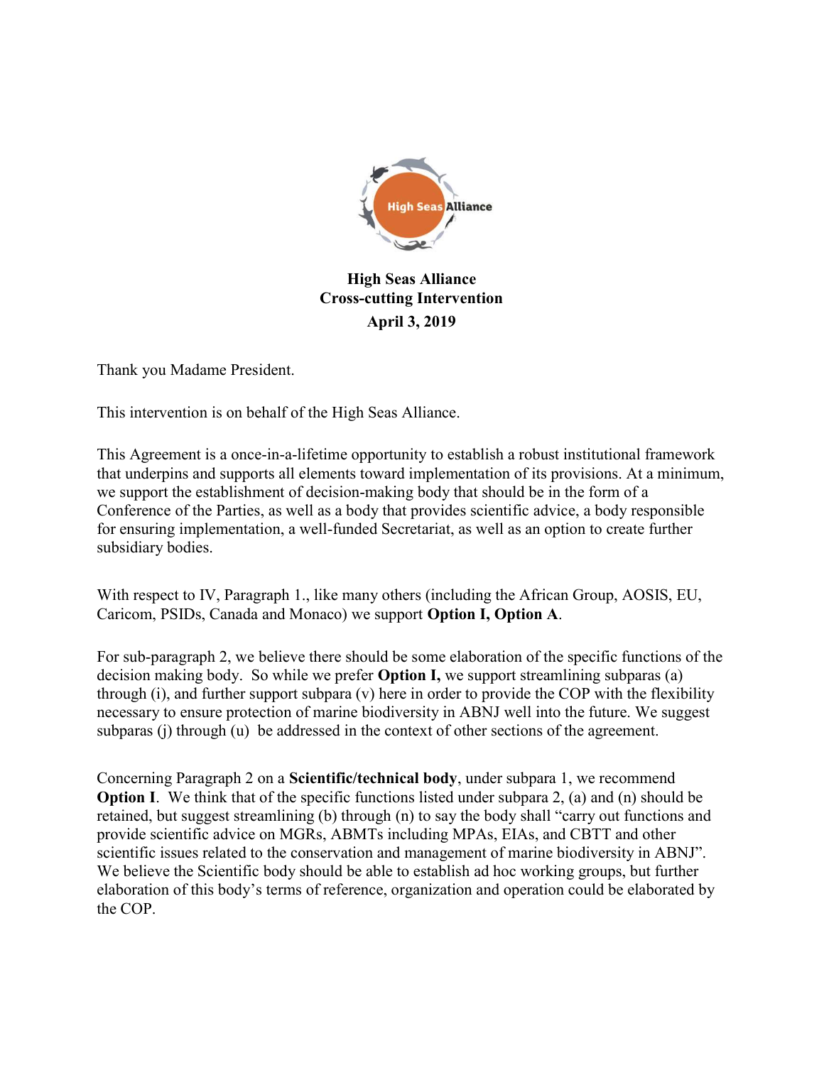**High Seas Alliance**
**Cross-cutting Intervention**
**April 3, 2019**

Thank you Madame President.

This intervention is on behalf of the High Seas Alliance.

This Agreement is a once-in-a-lifetime opportunity to establish a robust institutional framework that underpins and supports all elements toward implementation of its provisions. At a minimum, we support the establishment of decision-making body that should be in the form of a Conference of the Parties, as well as a body that provides scientific advice, a body responsible for ensuring implementation, a well-funded Secretariat, as well as an option to create further subsidiary bodies.

With respect to IV, Paragraph 1., like many others (including the African Group, AOSIS, EU, Caricom, PSIDs, Canada and Monaco) we support **Option I, Option A**.

For sub-paragraph 2, we believe there should be some elaboration of the specific functions of the decision making body. So while we prefer **Option I,** we support streamlining subparas (a) through (i), and further support subpara (v) here in order to provide the COP with the flexibility necessary to ensure protection of marine biodiversity in ABNJ well into the future. We suggest subparas (j) through (u) be addressed in the context of other sections of the agreement.

Concerning Paragraph 2 on a **Scientific/technical body**, under subpara 1, we recommend **Option I**. We think that of the specific functions listed under subpara 2, (a) and (n) should be retained, but suggest streamlining (b) through (n) to say the body shall "carry out functions and provide scientific advice on MGRs, ABMTs including MPAs, EIAs, and CBTT and other scientific issues related to the conservation and management of marine biodiversity in ABNJ". We believe the Scientific body should be able to establish ad hoc working groups, but further elaboration of this body's terms of reference, organization and operation could be elaborated by the COP.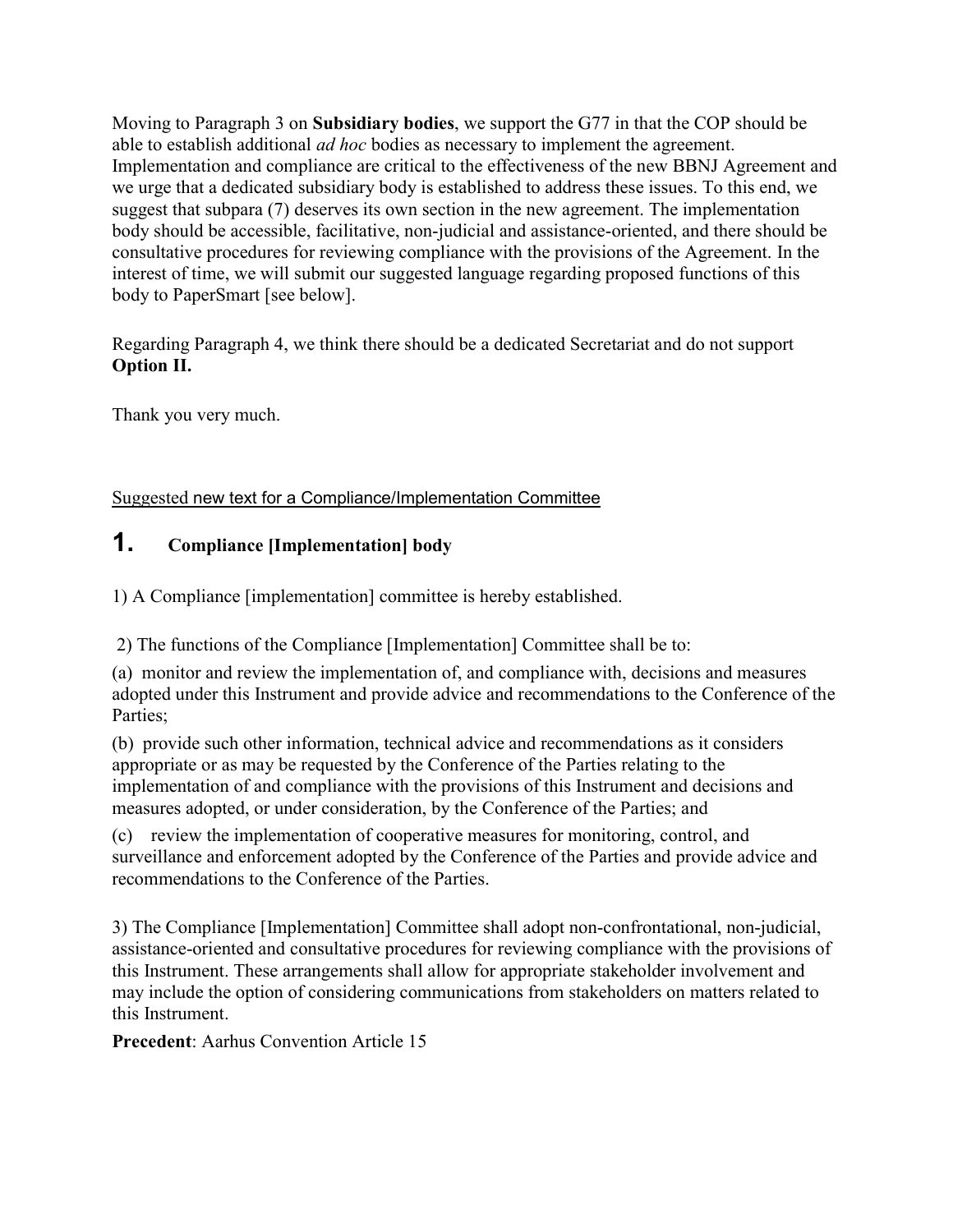Moving to Paragraph 3 on **Subsidiary bodies**, we support the G77 in that the COP should be able to establish additional *ad hoc* bodies as necessary to implement the agreement. Implementation and compliance are critical to the effectiveness of the new BBNJ Agreement and we urge that a dedicated subsidiary body is established to address these issues. To this end, we suggest that subpara (7) deserves its own section in the new agreement. The implementation body should be accessible, facilitative, non-judicial and assistance-oriented, and there should be consultative procedures for reviewing compliance with the provisions of the Agreement. In the interest of time, we will submit our suggested language regarding proposed functions of this body to PaperSmart [see below].

Regarding Paragraph 4, we think there should be a dedicated Secretariat and do not support **Option II.**

Thank you very much.

<u>Suggested new text for a Compliance/Implementation Committee</u>

## 1. Compliance [Implementation] body

1) A Compliance [implementation] committee is hereby established.

2) The functions of the Compliance [Implementation] Committee shall be to:

(a) monitor and review the implementation of, and compliance with, decisions and measures adopted under this Instrument and provide advice and recommendations to the Conference of the Parties;

(b) provide such other information, technical advice and recommendations as it considers appropriate or as may be requested by the Conference of the Parties relating to the implementation of and compliance with the provisions of this Instrument and decisions and measures adopted, or under consideration, by the Conference of the Parties; and

(c) review the implementation of cooperative measures for monitoring, control, and surveillance and enforcement adopted by the Conference of the Parties and provide advice and recommendations to the Conference of the Parties.

3) The Compliance [Implementation] Committee shall adopt non-confrontational, non-judicial, assistance-oriented and consultative procedures for reviewing compliance with the provisions of this Instrument. These arrangements shall allow for appropriate stakeholder involvement and may include the option of considering communications from stakeholders on matters related to this Instrument.

**Precedent**: Aarhus Convention Article 15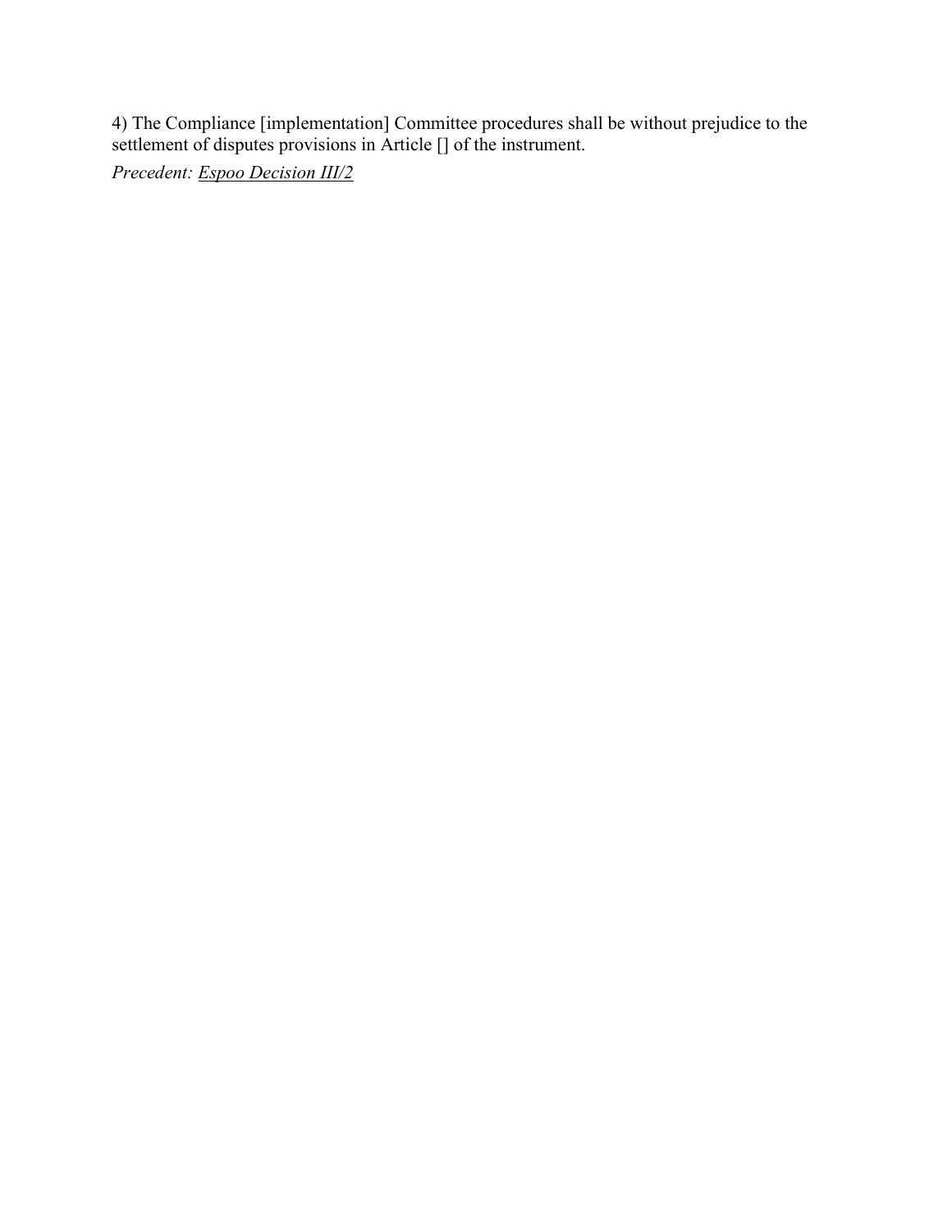4) The Compliance [implementation] Committee procedures shall be without prejudice to the settlement of disputes provisions in Article [] of the instrument.

*Precedent: Espoo Decision III/2*